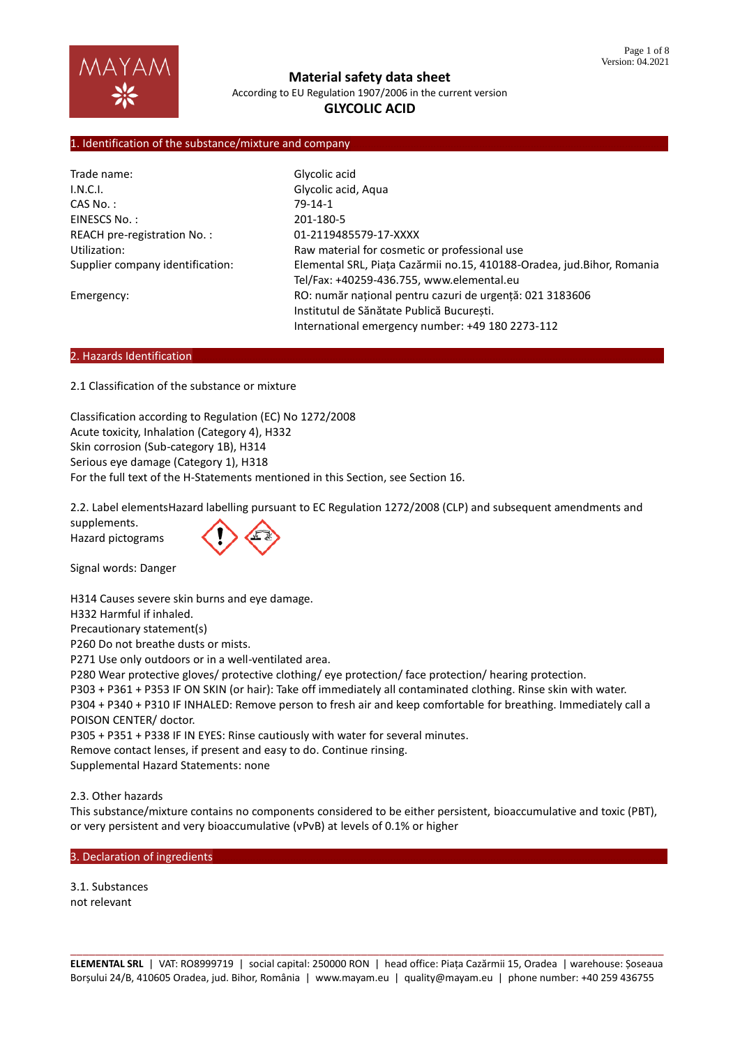# Material safety data sheet

According to EU Regulation 1907/2006 in the current version

**GLYCOLIC ACID**

## 1. Identification of the substance/mixture and company

| | |
|---|---|
| Trade name: | Glycolic acid |
| I.N.C.I. | Glycolic acid, Aqua |
| CAS No. : | 79-14-1 |
| EINESCS No. : | 201-180-5 |
| REACH pre-registration No. : | 01-2119485579-17-XXXX |
| Utilization: | Raw material for cosmetic or professional use |
| Supplier company identification: | Elemental SRL, Piața Cazărmii no.15, 410188-Oradea, jud.Bihor, Romania<br>Tel/Fax: +40259-436.755, www.elemental.eu |
| Emergency: | RO: număr național pentru cazuri de urgență: 021 3183606<br>Institutul de Sănătate Publică București.<br>International emergency number: +49 180 2273-112 |

## 2. Hazards Identification

2.1 Classification of the substance or mixture

Classification according to Regulation (EC) No 1272/2008
Acute toxicity, Inhalation (Category 4), H332
Skin corrosion (Sub-category 1B), H314
Serious eye damage (Category 1), H318
For the full text of the H-Statements mentioned in this Section, see Section 16.

2.2. Label elementsHazard labelling pursuant to EC Regulation 1272/2008 (CLP) and subsequent amendments and supplements.
Hazard pictograms

Signal words: Danger

H314 Causes severe skin burns and eye damage.
H332 Harmful if inhaled.
Precautionary statement(s)
P260 Do not breathe dusts or mists.
P271 Use only outdoors or in a well-ventilated area.
P280 Wear protective gloves/ protective clothing/ eye protection/ face protection/ hearing protection.
P303 + P361 + P353 IF ON SKIN (or hair): Take off immediately all contaminated clothing. Rinse skin with water.
P304 + P340 + P310 IF INHALED: Remove person to fresh air and keep comfortable for breathing. Immediately call a POISON CENTER/ doctor.
P305 + P351 + P338 IF IN EYES: Rinse cautiously with water for several minutes.
Remove contact lenses, if present and easy to do. Continue rinsing.
Supplemental Hazard Statements: none

2.3. Other hazards
This substance/mixture contains no components considered to be either persistent, bioaccumulative and toxic (PBT), or very persistent and very bioaccumulative (vPvB) at levels of 0.1% or higher

## 3. Declaration of ingredients

3.1. Substances
not relevant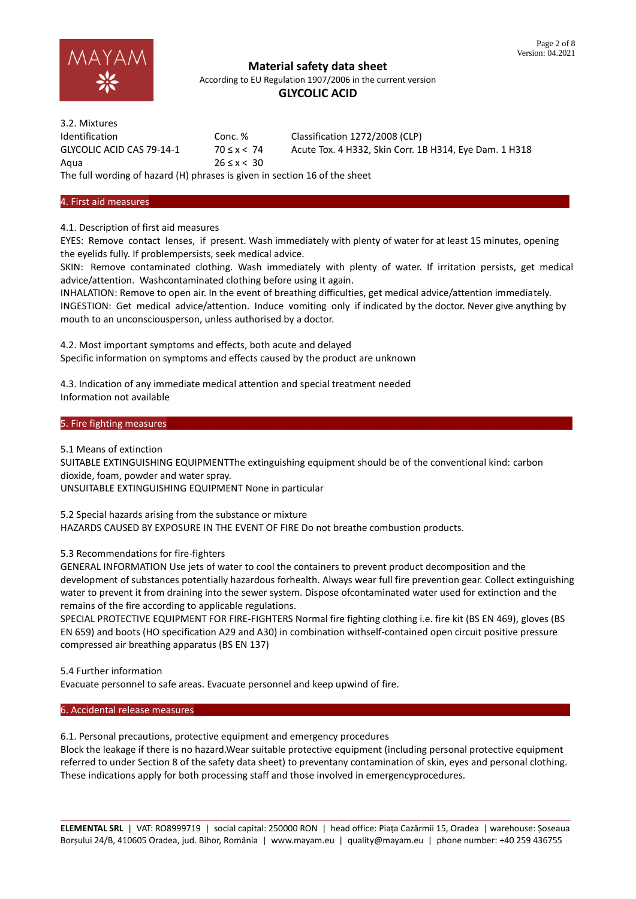3.2. Mixtures

| Identification | Conc. % | Classification 1272/2008 (CLP) |
|---|---|---|
| GLYCOLIC ACID CAS 79-14-1 | 70 ≤ x < 74 | Acute Tox. 4 H332, Skin Corr. 1B H314, Eye Dam. 1 H318 |
| Aqua | 26 ≤ x < 30 | |

The full wording of hazard (H) phrases is given in section 16 of the sheet

## 4. First aid measures

4.1. Description of first aid measures

EYES: Remove contact lenses, if present. Wash immediately with plenty of water for at least 15 minutes, opening the eyelids fully. If problempersists, seek medical advice.

SKIN: Remove contaminated clothing. Wash immediately with plenty of water. If irritation persists, get medical advice/attention. Washcontaminated clothing before using it again.

INHALATION: Remove to open air. In the event of breathing difficulties, get medical advice/attention immediately.

INGESTION: Get medical advice/attention. Induce vomiting only if indicated by the doctor. Never give anything by mouth to an unconsciousperson, unless authorised by a doctor.

4.2. Most important symptoms and effects, both acute and delayed

Specific information on symptoms and effects caused by the product are unknown

4.3. Indication of any immediate medical attention and special treatment needed

Information not available

## 5. Fire fighting measures

5.1 Means of extinction

SUITABLE EXTINGUISHING EQUIPMENTThe extinguishing equipment should be of the conventional kind: carbon dioxide, foam, powder and water spray.

UNSUITABLE EXTINGUISHING EQUIPMENT None in particular

5.2 Special hazards arising from the substance or mixture

HAZARDS CAUSED BY EXPOSURE IN THE EVENT OF FIRE Do not breathe combustion products.

5.3 Recommendations for fire-fighters

GENERAL INFORMATION Use jets of water to cool the containers to prevent product decomposition and the development of substances potentially hazardous forhealth. Always wear full fire prevention gear. Collect extinguishing water to prevent it from draining into the sewer system. Dispose ofcontaminated water used for extinction and the remains of the fire according to applicable regulations.

SPECIAL PROTECTIVE EQUIPMENT FOR FIRE-FIGHTERS Normal fire fighting clothing i.e. fire kit (BS EN 469), gloves (BS EN 659) and boots (HO specification A29 and A30) in combination withself-contained open circuit positive pressure compressed air breathing apparatus (BS EN 137)

5.4 Further information

Evacuate personnel to safe areas. Evacuate personnel and keep upwind of fire.

## 6. Accidental release measures

6.1. Personal precautions, protective equipment and emergency procedures

Block the leakage if there is no hazard.Wear suitable protective equipment (including personal protective equipment referred to under Section 8 of the safety data sheet) to preventany contamination of skin, eyes and personal clothing. These indications apply for both processing staff and those involved in emergencyprocedures.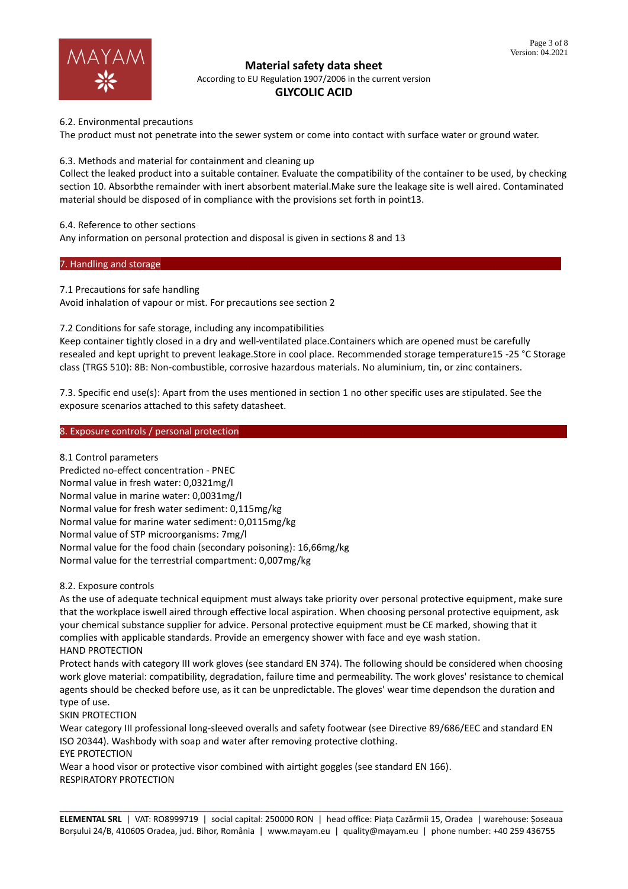6.2. Environmental precautions

The product must not penetrate into the sewer system or come into contact with surface water or ground water.

6.3. Methods and material for containment and cleaning up

Collect the leaked product into a suitable container. Evaluate the compatibility of the container to be used, by checking section 10. Absorbthe remainder with inert absorbent material.Make sure the leakage site is well aired. Contaminated material should be disposed of in compliance with the provisions set forth in point13.

6.4. Reference to other sections

Any information on personal protection and disposal is given in sections 8 and 13

## 7. Handling and storage

7.1 Precautions for safe handling

Avoid inhalation of vapour or mist. For precautions see section 2

7.2 Conditions for safe storage, including any incompatibilities

Keep container tightly closed in a dry and well-ventilated place.Containers which are opened must be carefully resealed and kept upright to prevent leakage.Store in cool place. Recommended storage temperature15 -25 °C Storage class (TRGS 510): 8B: Non-combustible, corrosive hazardous materials. No aluminium, tin, or zinc containers.

7.3. Specific end use(s): Apart from the uses mentioned in section 1 no other specific uses are stipulated. See the exposure scenarios attached to this safety datasheet.

## 8. Exposure controls / personal protection

8.1 Control parameters

Predicted no-effect concentration - PNEC

Normal value in fresh water: 0,0321mg/l

Normal value in marine water: 0,0031mg/l

Normal value for fresh water sediment: 0,115mg/kg

Normal value for marine water sediment: 0,0115mg/kg

Normal value of STP microorganisms: 7mg/l

Normal value for the food chain (secondary poisoning): 16,66mg/kg

Normal value for the terrestrial compartment: 0,007mg/kg

8.2. Exposure controls

As the use of adequate technical equipment must always take priority over personal protective equipment, make sure that the workplace iswell aired through effective local aspiration. When choosing personal protective equipment, ask your chemical substance supplier for advice. Personal protective equipment must be CE marked, showing that it complies with applicable standards. Provide an emergency shower with face and eye wash station.

HAND PROTECTION

Protect hands with category III work gloves (see standard EN 374). The following should be considered when choosing work glove material: compatibility, degradation, failure time and permeability. The work gloves' resistance to chemical agents should be checked before use, as it can be unpredictable. The gloves' wear time dependson the duration and type of use.

SKIN PROTECTION

Wear category III professional long-sleeved overalls and safety footwear (see Directive 89/686/EEC and standard EN ISO 20344). Washbody with soap and water after removing protective clothing.

EYE PROTECTION

Wear a hood visor or protective visor combined with airtight goggles (see standard EN 166).

RESPIRATORY PROTECTION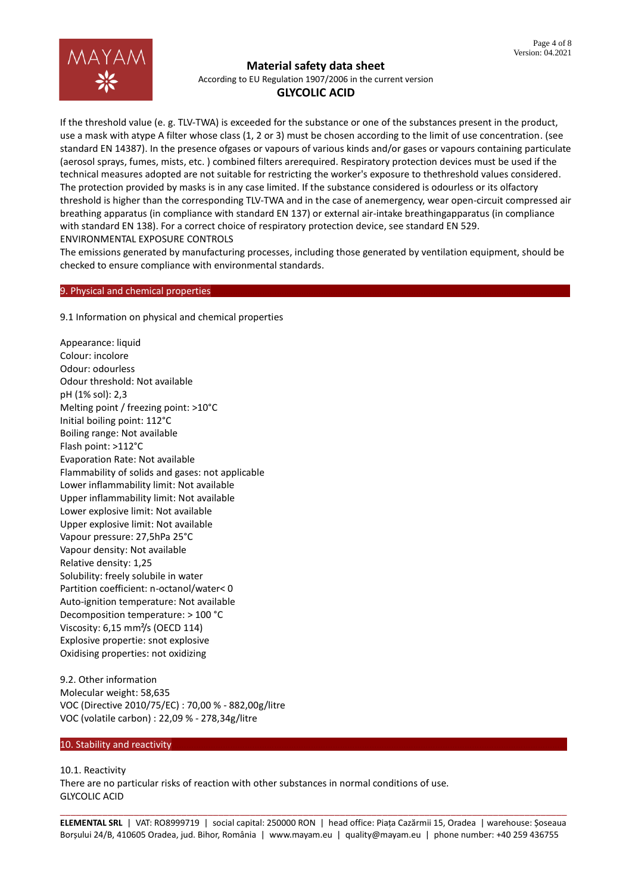If the threshold value (e. g. TLV-TWA) is exceeded for the substance or one of the substances present in the product, use a mask with atype A filter whose class (1, 2 or 3) must be chosen according to the limit of use concentration. (see standard EN 14387). In the presence ofgases or vapours of various kinds and/or gases or vapours containing particulate (aerosol sprays, fumes, mists, etc. ) combined filters arerequired. Respiratory protection devices must be used if the technical measures adopted are not suitable for restricting the worker's exposure to thethreshold values considered. The protection provided by masks is in any case limited. If the substance considered is odourless or its olfactory threshold is higher than the corresponding TLV-TWA and in the case of anemergency, wear open-circuit compressed air breathing apparatus (in compliance with standard EN 137) or external air-intake breathingapparatus (in compliance with standard EN 138). For a correct choice of respiratory protection device, see standard EN 529.
ENVIRONMENTAL EXPOSURE CONTROLS
The emissions generated by manufacturing processes, including those generated by ventilation equipment, should be checked to ensure compliance with environmental standards.

## 9. Physical and chemical properties

9.1 Information on physical and chemical properties

Appearance: liquid
Colour: incolore
Odour: odourless
Odour threshold: Not available
pH (1% sol): 2,3
Melting point / freezing point: >10°C
Initial boiling point: 112°C
Boiling range: Not available
Flash point: >112°C
Evaporation Rate: Not available
Flammability of solids and gases: not applicable
Lower inflammability limit: Not available
Upper inflammability limit: Not available
Lower explosive limit: Not available
Upper explosive limit: Not available
Vapour pressure: 27,5hPa 25°C
Vapour density: Not available
Relative density: 1,25
Solubility: freely solubile in water
Partition coefficient: n-octanol/water< 0
Auto-ignition temperature: Not available
Decomposition temperature: > 100 °C
Viscosity: 6,15 $mm^2/s$ (OECD 114)
Explosive propertie: snot explosive
Oxidising properties: not oxidizing

9.2. Other information
Molecular weight: 58,635
VOC (Directive 2010/75/EC) : 70,00 % - 882,00g/litre
VOC (volatile carbon) : 22,09 % - 278,34g/litre

## 10. Stability and reactivity

10.1. Reactivity
There are no particular risks of reaction with other substances in normal conditions of use.
GLYCOLIC ACID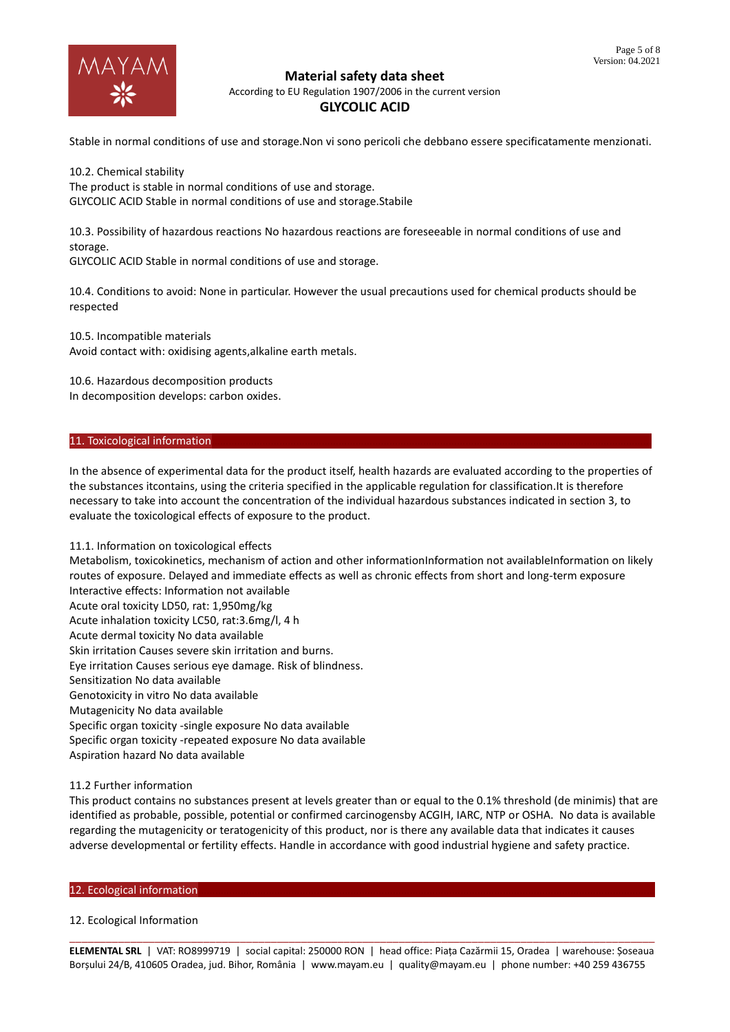Stable in normal conditions of use and storage.Non vi sono pericoli che debbano essere specificatamente menzionati.

10.2. Chemical stability
The product is stable in normal conditions of use and storage.
GLYCOLIC ACID Stable in normal conditions of use and storage.Stabile

10.3. Possibility of hazardous reactions No hazardous reactions are foreseeable in normal conditions of use and storage.
GLYCOLIC ACID Stable in normal conditions of use and storage.

10.4. Conditions to avoid: None in particular. However the usual precautions used for chemical products should be respected

10.5. Incompatible materials
Avoid contact with: oxidising agents,alkaline earth metals.

10.6. Hazardous decomposition products
In decomposition develops: carbon oxides.

## 11. Toxicological information

In the absence of experimental data for the product itself, health hazards are evaluated according to the properties of the substances itcontains, using the criteria specified in the applicable regulation for classification.It is therefore necessary to take into account the concentration of the individual hazardous substances indicated in section 3, to evaluate the toxicological effects of exposure to the product.

11.1. Information on toxicological effects
Metabolism, toxicokinetics, mechanism of action and other informationInformation not availableInformation on likely routes of exposure. Delayed and immediate effects as well as chronic effects from short and long-term exposure
Interactive effects: Information not available
Acute oral toxicity LD50, rat: 1,950mg/kg
Acute inhalation toxicity LC50, rat:3.6mg/l, 4 h
Acute dermal toxicity No data available
Skin irritation Causes severe skin irritation and burns.
Eye irritation Causes serious eye damage. Risk of blindness.
Sensitization No data available
Genotoxicity in vitro No data available
Mutagenicity No data available
Specific organ toxicity -single exposure No data available
Specific organ toxicity -repeated exposure No data available
Aspiration hazard No data available

11.2 Further information
This product contains no substances present at levels greater than or equal to the 0.1% threshold (de minimis) that are identified as probable, possible, potential or confirmed carcinogensby ACGIH, IARC, NTP or OSHA. No data is available regarding the mutagenicity or teratogenicity of this product, nor is there any available data that indicates it causes adverse developmental or fertility effects. Handle in accordance with good industrial hygiene and safety practice.

## 12. Ecological information

12. Ecological Information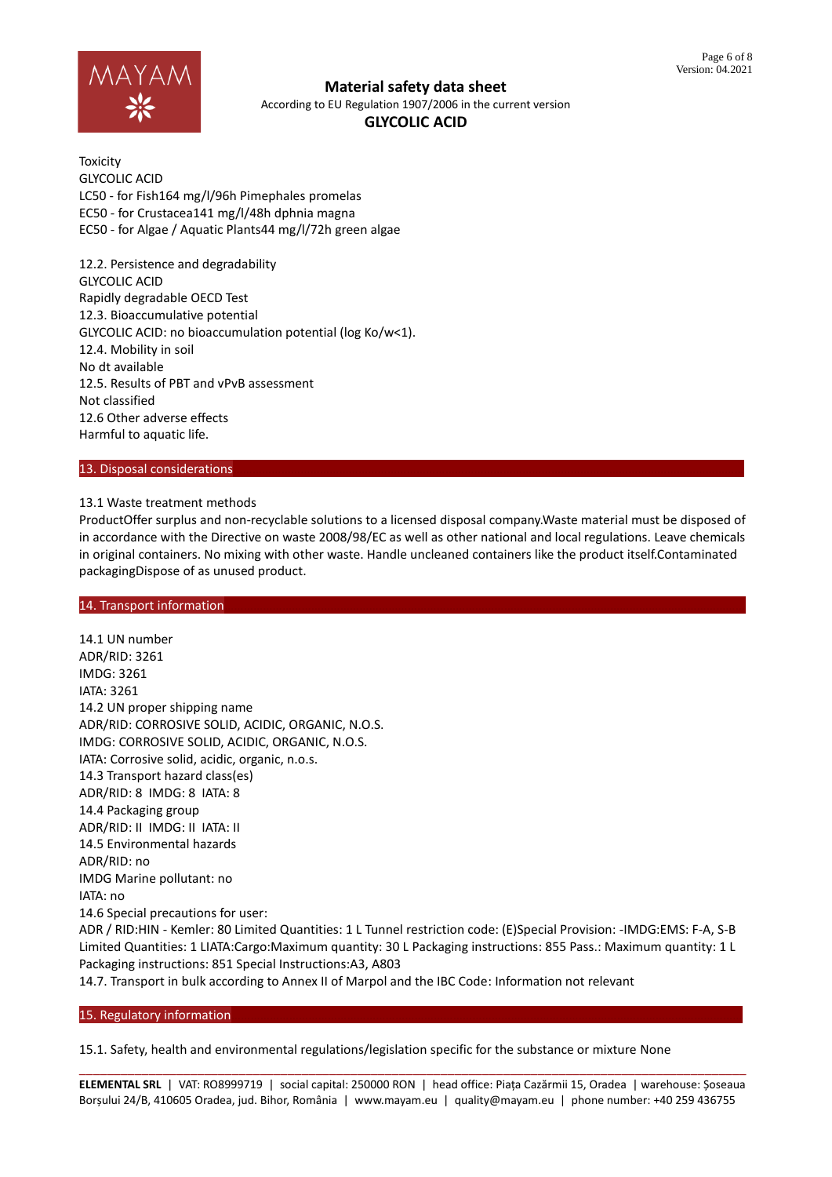Toxicity
GLYCOLIC ACID
LC50 - for Fish164 mg/l/96h Pimephales promelas
EC50 - for Crustacea141 mg/l/48h dphnia magna
EC50 - for Algae / Aquatic Plants44 mg/l/72h green algae

12.2. Persistence and degradability
GLYCOLIC ACID
Rapidly degradable OECD Test
12.3. Bioaccumulative potential
GLYCOLIC ACID: no bioaccumulation potential (log Ko/w<1).
12.4. Mobility in soil
No dt available
12.5. Results of PBT and vPvB assessment
Not classified
12.6 Other adverse effects
Harmful to aquatic life.

## 13. Disposal considerations

13.1 Waste treatment methods
ProductOffer surplus and non-recyclable solutions to a licensed disposal company.Waste material must be disposed of in accordance with the Directive on waste 2008/98/EC as well as other national and local regulations. Leave chemicals in original containers. No mixing with other waste. Handle uncleaned containers like the product itself.Contaminated packagingDispose of as unused product.

## 14. Transport information

14.1 UN number
ADR/RID: 3261
IMDG: 3261
IATA: 3261
14.2 UN proper shipping name
ADR/RID: CORROSIVE SOLID, ACIDIC, ORGANIC, N.O.S.
IMDG: CORROSIVE SOLID, ACIDIC, ORGANIC, N.O.S.
IATA: Corrosive solid, acidic, organic, n.o.s.
14.3 Transport hazard class(es)
ADR/RID: 8 IMDG: 8 IATA: 8
14.4 Packaging group
ADR/RID: II IMDG: II IATA: II
14.5 Environmental hazards
ADR/RID: no
IMDG Marine pollutant: no
IATA: no
14.6 Special precautions for user:
ADR / RID:HIN - Kemler: 80 Limited Quantities: 1 L Tunnel restriction code: (E)Special Provision: -IMDG:EMS: F-A, S-B Limited Quantities: 1 LIATA:Cargo:Maximum quantity: 30 L Packaging instructions: 855 Pass.: Maximum quantity: 1 L Packaging instructions: 851 Special Instructions:A3, A803
14.7. Transport in bulk according to Annex II of Marpol and the IBC Code: Information not relevant

## 15. Regulatory information

15.1. Safety, health and environmental regulations/legislation specific for the substance or mixture None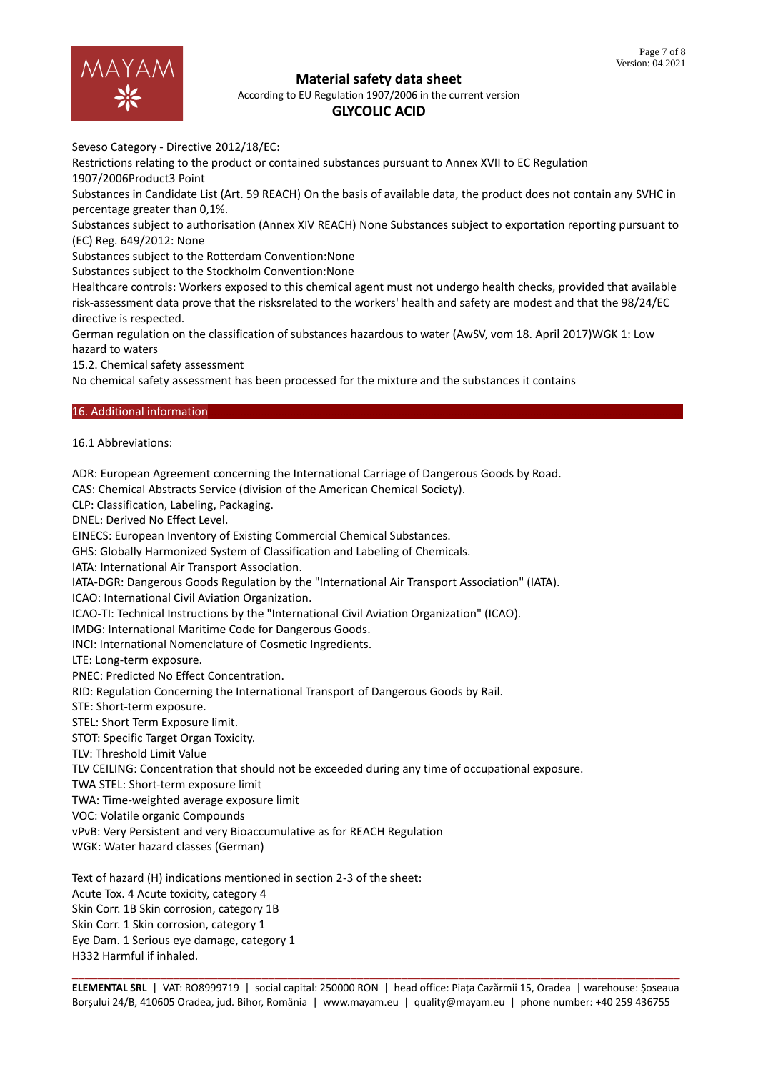Seveso Category - Directive 2012/18/EC:

Restrictions relating to the product or contained substances pursuant to Annex XVII to EC Regulation 1907/2006Product3 Point

Substances in Candidate List (Art. 59 REACH) On the basis of available data, the product does not contain any SVHC in percentage greater than 0,1%.

Substances subject to authorisation (Annex XIV REACH) None Substances subject to exportation reporting pursuant to (EC) Reg. 649/2012: None

Substances subject to the Rotterdam Convention:None

Substances subject to the Stockholm Convention:None

Healthcare controls: Workers exposed to this chemical agent must not undergo health checks, provided that available risk-assessment data prove that the risksrelated to the workers' health and safety are modest and that the 98/24/EC directive is respected.

German regulation on the classification of substances hazardous to water (AwSV, vom 18. April 2017)WGK 1: Low hazard to waters

15.2. Chemical safety assessment

No chemical safety assessment has been processed for the mixture and the substances it contains

## 16. Additional information

16.1 Abbreviations:

ADR: European Agreement concerning the International Carriage of Dangerous Goods by Road.
CAS: Chemical Abstracts Service (division of the American Chemical Society).
CLP: Classification, Labeling, Packaging.
DNEL: Derived No Effect Level.
EINECS: European Inventory of Existing Commercial Chemical Substances.
GHS: Globally Harmonized System of Classification and Labeling of Chemicals.
IATA: International Air Transport Association.
IATA-DGR: Dangerous Goods Regulation by the "International Air Transport Association" (IATA).
ICAO: International Civil Aviation Organization.
ICAO-TI: Technical Instructions by the "International Civil Aviation Organization" (ICAO).
IMDG: International Maritime Code for Dangerous Goods.
INCI: International Nomenclature of Cosmetic Ingredients.
LTE: Long-term exposure.
PNEC: Predicted No Effect Concentration.
RID: Regulation Concerning the International Transport of Dangerous Goods by Rail.
STE: Short-term exposure.
STEL: Short Term Exposure limit.
STOT: Specific Target Organ Toxicity.
TLV: Threshold Limit Value
TLV CEILING: Concentration that should not be exceeded during any time of occupational exposure.
TWA STEL: Short-term exposure limit
TWA: Time-weighted average exposure limit
VOC: Volatile organic Compounds
vPvB: Very Persistent and very Bioaccumulative as for REACH Regulation
WGK: Water hazard classes (German)

Text of hazard (H) indications mentioned in section 2-3 of the sheet:
Acute Tox. 4 Acute toxicity, category 4
Skin Corr. 1B Skin corrosion, category 1B
Skin Corr. 1 Skin corrosion, category 1
Eye Dam. 1 Serious eye damage, category 1
H332 Harmful if inhaled.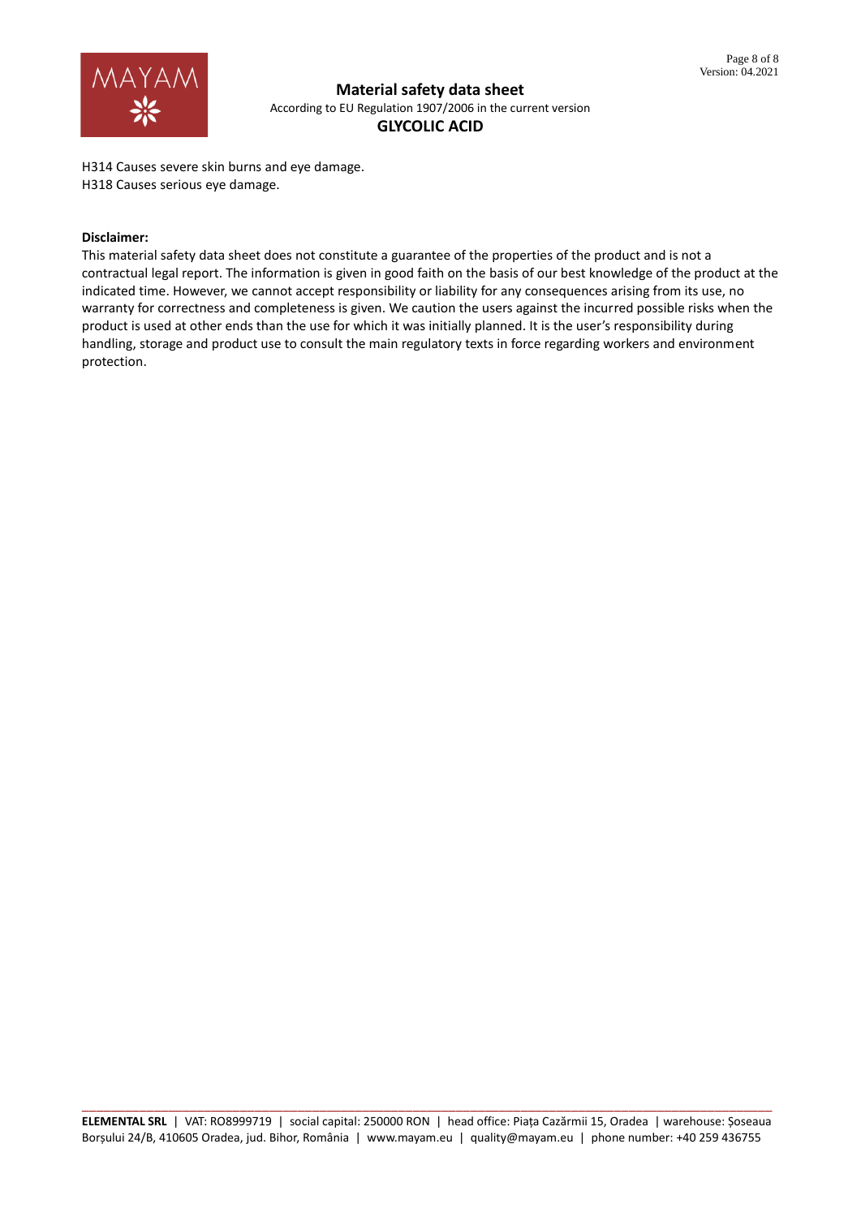H314 Causes severe skin burns and eye damage.
H318 Causes serious eye damage.

**Disclaimer:**

This material safety data sheet does not constitute a guarantee of the properties of the product and is not a contractual legal report. The information is given in good faith on the basis of our best knowledge of the product at the indicated time. However, we cannot accept responsibility or liability for any consequences arising from its use, no warranty for correctness and completeness is given. We caution the users against the incurred possible risks when the product is used at other ends than the use for which it was initially planned. It is the user's responsibility during handling, storage and product use to consult the main regulatory texts in force regarding workers and environment protection.